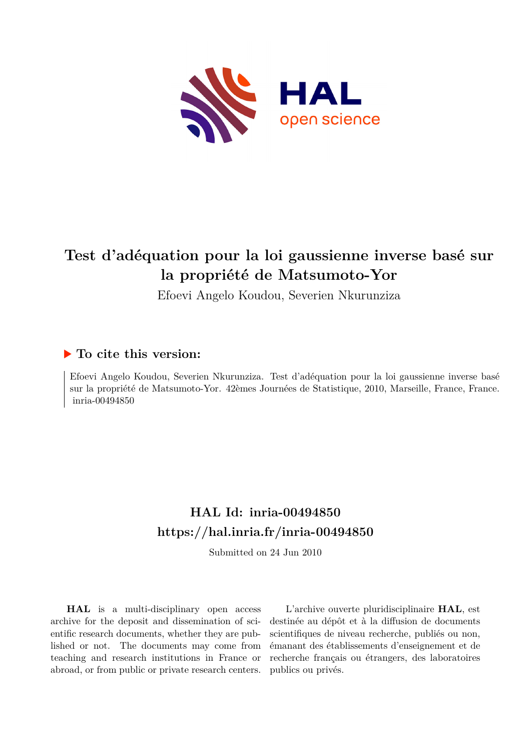# Test d'adéquation pour la loi gaussienne inverse basé sur la propriété de Matsumoto-Yor

Efoevi Angelo Koudou, Severien Nkurunziza

## ▶ To cite this version:

Efoevi Angelo Koudou, Severien Nkurunziza. Test d'adéquation pour la loi gaussienne inverse basé sur la propriété de Matsumoto-Yor. 42èmes Journées de Statistique, 2010, Marseille, France, France. inria-00494850

## HAL Id: inria-00494850
## https://hal.inria.fr/inria-00494850

Submitted on 24 Jun 2010

**HAL** is a multi-disciplinary open access archive for the deposit and dissemination of scientific research documents, whether they are published or not. The documents may come from teaching and research institutions in France or abroad, or from public or private research centers.

L'archive ouverte pluridisciplinaire **HAL**, est destinée au dépôt et à la diffusion de documents scientifiques de niveau recherche, publiés ou non, émanant des établissements d'enseignement et de recherche français ou étrangers, des laboratoires publics ou privés.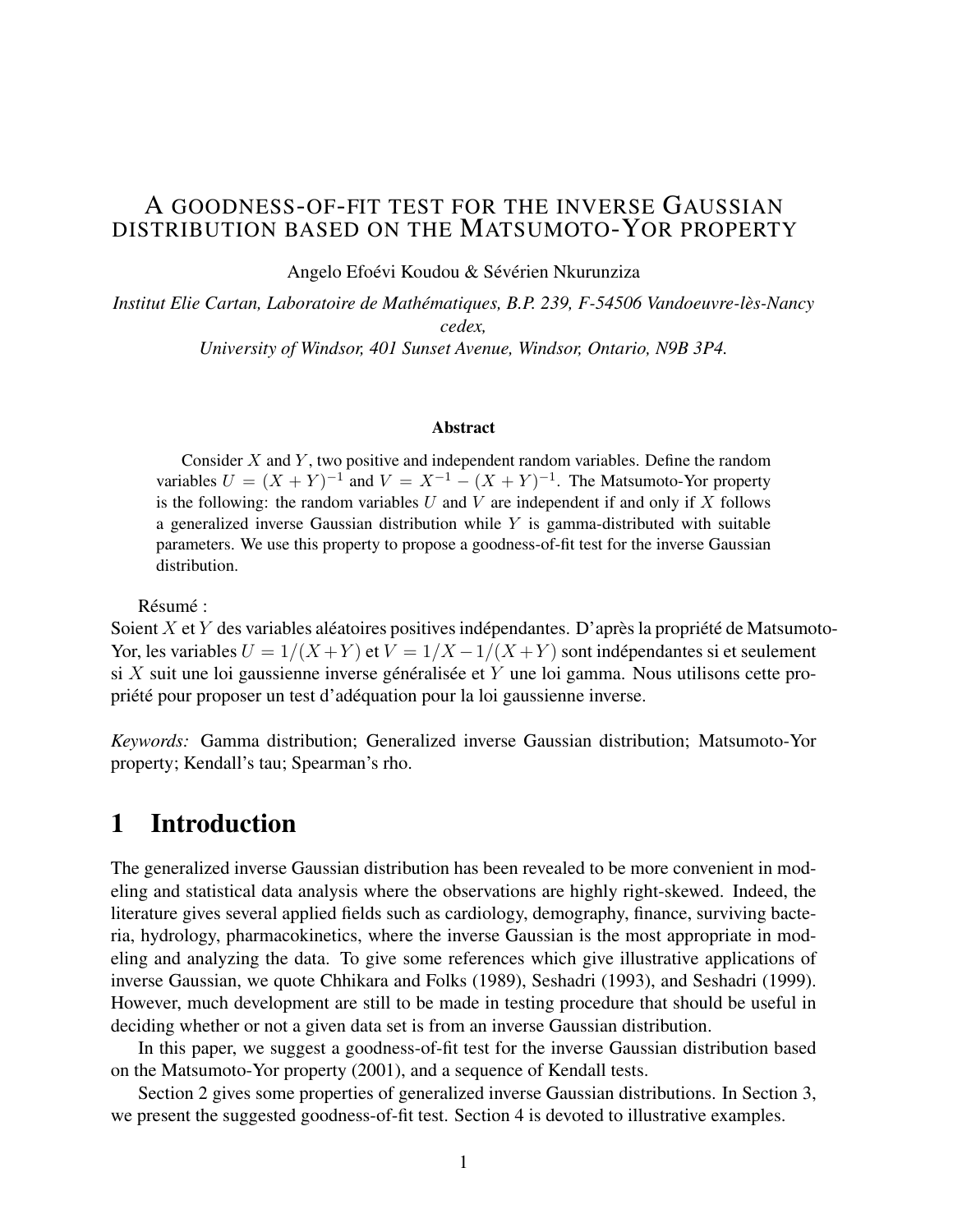# A GOODNESS-OF-FIT TEST FOR THE INVERSE GAUSSIAN DISTRIBUTION BASED ON THE MATSUMOTO-YOR PROPERTY

Angelo Efoévi Koudou & Sévérien Nkurunziza

*Institut Elie Cartan, Laboratoire de Mathématiques, B.P. 239, F-54506 Vandoeuvre-lès-Nancy cedex,*
*University of Windsor, 401 Sunset Avenue, Windsor, Ontario, N9B 3P4.*

**Abstract**

Consider $X$ and $Y$, two positive and independent random variables. Define the random variables $U = (X + Y)^{-1}$ and $V = X^{-1} - (X + Y)^{-1}$. The Matsumoto-Yor property is the following: the random variables $U$ and $V$ are independent if and only if $X$ follows a generalized inverse Gaussian distribution while $Y$ is gamma-distributed with suitable parameters. We use this property to propose a goodness-of-fit test for the inverse Gaussian distribution.

Résumé :
Soient $X$ et $Y$ des variables aléatoires positives indépendantes. D'après la propriété de Matsumoto-Yor, les variables $U = 1/(X+Y)$ et $V = 1/X - 1/(X+Y)$ sont indépendantes si et seulement si $X$ suit une loi gaussienne inverse généralisée et $Y$ une loi gamma. Nous utilisons cette propriété pour proposer un test d'adéquation pour la loi gaussienne inverse.

*Keywords:* Gamma distribution; Generalized inverse Gaussian distribution; Matsumoto-Yor property; Kendall's tau; Spearman's rho.

# 1 Introduction

The generalized inverse Gaussian distribution has been revealed to be more convenient in modeling and statistical data analysis where the observations are highly right-skewed. Indeed, the literature gives several applied fields such as cardiology, demography, finance, surviving bacteria, hydrology, pharmacokinetics, where the inverse Gaussian is the most appropriate in modeling and analyzing the data. To give some references which give illustrative applications of inverse Gaussian, we quote Chhikara and Folks (1989), Seshadri (1993), and Seshadri (1999). However, much development are still to be made in testing procedure that should be useful in deciding whether or not a given data set is from an inverse Gaussian distribution.

In this paper, we suggest a goodness-of-fit test for the inverse Gaussian distribution based on the Matsumoto-Yor property (2001), and a sequence of Kendall tests.

Section 2 gives some properties of generalized inverse Gaussian distributions. In Section 3, we present the suggested goodness-of-fit test. Section 4 is devoted to illustrative examples.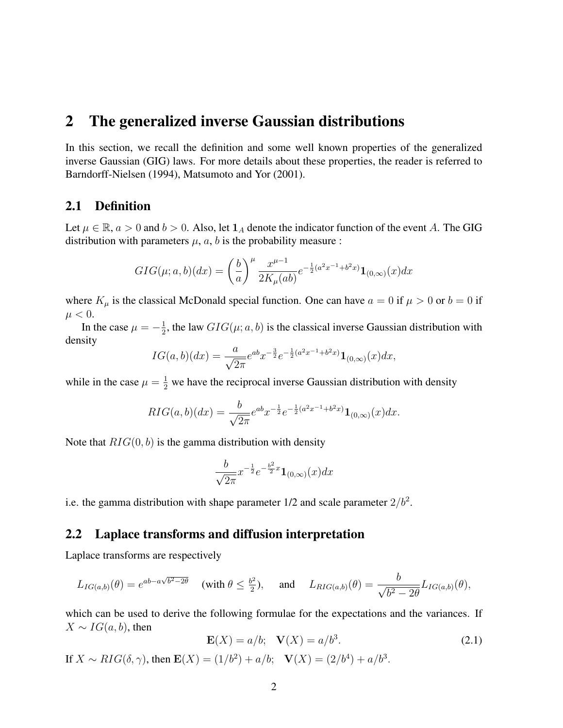## 2 The generalized inverse Gaussian distributions

In this section, we recall the definition and some well known properties of the generalized inverse Gaussian (GIG) laws. For more details about these properties, the reader is referred to Barndorff-Nielsen (1994), Matsumoto and Yor (2001).

### 2.1 Definition

Let $\mu \in \mathbb{R}$, $a > 0$ and $b > 0$. Also, let $\mathbf{1}_A$ denote the indicator function of the event $A$. The GIG distribution with parameters $\mu$, $a$, $b$ is the probability measure :

$$GIG(\mu; a, b)(dx) = \left(\frac{b}{a}\right)^{\mu} \frac{x^{\mu-1}}{2K_{\mu}(ab)} e^{-\frac{1}{2}(a^2 x^{-1} + b^2 x)} \mathbf{1}_{(0,\infty)}(x) dx$$

where $K_\mu$ is the classical McDonald special function. One can have $a = 0$ if $\mu > 0$ or $b = 0$ if $\mu < 0$.

In the case $\mu = -\frac{1}{2}$, the law $GIG(\mu; a, b)$ is the classical inverse Gaussian distribution with density

$$IG(a, b)(dx) = \frac{a}{\sqrt{2\pi}} e^{ab} x^{-\frac{3}{2}} e^{-\frac{1}{2}(a^2 x^{-1} + b^2 x)} \mathbf{1}_{(0,\infty)}(x) dx,$$

while in the case $\mu = \frac{1}{2}$ we have the reciprocal inverse Gaussian distribution with density

$$RIG(a, b)(dx) = \frac{b}{\sqrt{2\pi}} e^{ab} x^{-\frac{1}{2}} e^{-\frac{1}{2}(a^2 x^{-1} + b^2 x)} \mathbf{1}_{(0,\infty)}(x) dx.$$

Note that $RIG(0, b)$ is the gamma distribution with density

$$\frac{b}{\sqrt{2\pi}} x^{-\frac{1}{2}} e^{-\frac{b^2}{2} x} \mathbf{1}_{(0,\infty)}(x) dx$$

i.e. the gamma distribution with shape parameter 1/2 and scale parameter $2/b^2$.

### 2.2 Laplace transforms and diffusion interpretation

Laplace transforms are respectively

$$L_{IG(a,b)}(\theta) = e^{ab - a\sqrt{b^2 - 2\theta}} \quad (\text{with } \theta \leq \tfrac{b^2}{2}), \quad \text{and} \quad L_{RIG(a,b)}(\theta) = \frac{b}{\sqrt{b^2 - 2\theta}} L_{IG(a,b)}(\theta),$$

which can be used to derive the following formulae for the expectations and the variances. If $X \sim IG(a, b)$, then

$$\mathbf{E}(X) = a/b; \quad \mathbf{V}(X) = a/b^3. \tag{2.1}$$

If $X \sim RIG(\delta, \gamma)$, then $\mathbf{E}(X) = (1/b^2) + a/b; \quad \mathbf{V}(X) = (2/b^4) + a/b^3$.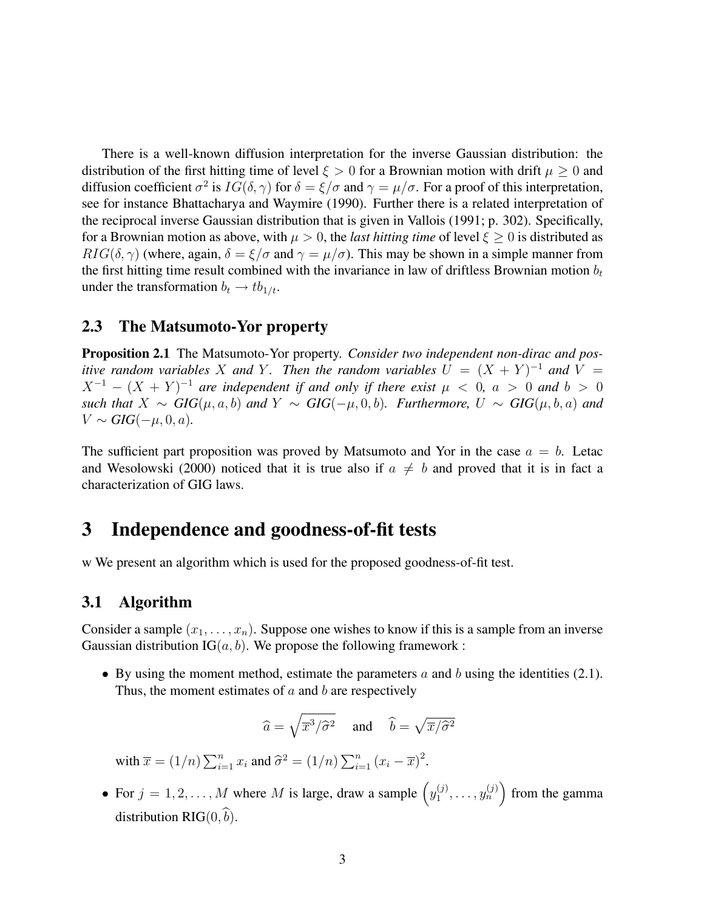There is a well-known diffusion interpretation for the inverse Gaussian distribution: the distribution of the first hitting time of level $\xi > 0$ for a Brownian motion with drift $\mu \geq 0$ and diffusion coefficient $\sigma^2$ is $IG(\delta, \gamma)$ for $\delta = \xi/\sigma$ and $\gamma = \mu/\sigma$. For a proof of this interpretation, see for instance Bhattacharya and Waymire (1990). Further there is a related interpretation of the reciprocal inverse Gaussian distribution that is given in Vallois (1991; p. 302). Specifically, for a Brownian motion as above, with $\mu > 0$, the *last hitting time* of level $\xi \geq 0$ is distributed as $RIG(\delta, \gamma)$ (where, again, $\delta = \xi/\sigma$ and $\gamma = \mu/\sigma$). This may be shown in a simple manner from the first hitting time result combined with the invariance in law of driftless Brownian motion $b_t$ under the transformation $b_t \to t b_{1/t}$.

### 2.3 The Matsumoto-Yor property

**Proposition 2.1** The Matsumoto-Yor property. *Consider two independent non-dirac and positive random variables $X$ and $Y$. Then the random variables $U = (X+Y)^{-1}$ and $V = X^{-1} - (X+Y)^{-1}$ are independent if and only if there exist $\mu < 0$, $a > 0$ and $b > 0$ such that $X \sim$ GIG$(\mu, a, b)$ and $Y \sim$ GIG$(-\mu, 0, b)$. Furthermore, $U \sim$ GIG$(\mu, b, a)$ and $V \sim$ GIG$(-\mu, 0, a)$.*

The sufficient part proposition was proved by Matsumoto and Yor in the case $a = b$. Letac and Wesolowski (2000) noticed that it is true also if $a \neq b$ and proved that it is in fact a characterization of GIG laws.

## 3 Independence and goodness-of-fit tests

w We present an algorithm which is used for the proposed goodness-of-fit test.

### 3.1 Algorithm

Consider a sample $(x_1, \ldots, x_n)$. Suppose one wishes to know if this is a sample from an inverse Gaussian distribution IG$(a, b)$. We propose the following framework :

- By using the moment method, estimate the parameters $a$ and $b$ using the identities (2.1). Thus, the moment estimates of $a$ and $b$ are respectively

$$\widehat{a} = \sqrt{\overline{x}^3/\widehat{\sigma}^2} \quad \text{and} \quad \widehat{b} = \sqrt{\overline{x}/\widehat{\sigma}^2}$$

  with $\overline{x} = (1/n)\sum_{i=1}^{n} x_i$ and $\widehat{\sigma}^2 = (1/n)\sum_{i=1}^{n}(x_i - \overline{x})^2$.

- For $j = 1, 2, \ldots, M$ where $M$ is large, draw a sample $\left(y_1^{(j)}, \ldots, y_n^{(j)}\right)$ from the gamma distribution RIG$(0, \widehat{b})$.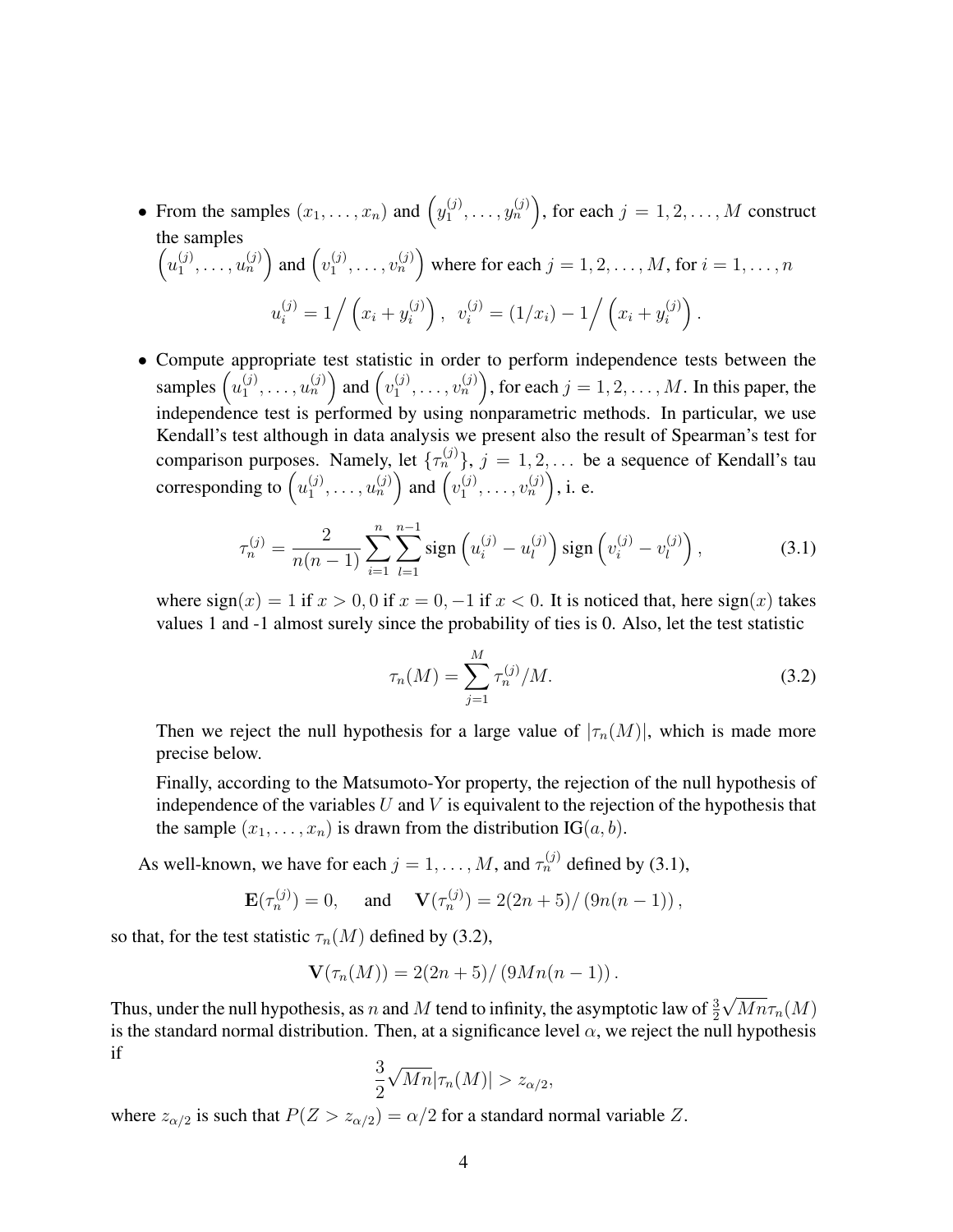- From the samples $(x_1, \ldots, x_n)$ and $\left(y_1^{(j)}, \ldots, y_n^{(j)}\right)$, for each $j = 1, 2, \ldots, M$ construct the samples $\left(u_1^{(j)}, \ldots, u_n^{(j)}\right)$ and $\left(v_1^{(j)}, \ldots, v_n^{(j)}\right)$ where for each $j = 1, 2, \ldots, M$, for $i = 1, \ldots, n$

$$u_i^{(j)} = 1\Big/\left(x_i + y_i^{(j)}\right), \quad v_i^{(j)} = (1/x_i) - 1\Big/\left(x_i + y_i^{(j)}\right).$$

- Compute appropriate test statistic in order to perform independence tests between the samples $\left(u_1^{(j)}, \ldots, u_n^{(j)}\right)$ and $\left(v_1^{(j)}, \ldots, v_n^{(j)}\right)$, for each $j = 1, 2, \ldots, M$. In this paper, the independence test is performed by using nonparametric methods. In particular, we use Kendall's test although in data analysis we present also the result of Spearman's test for comparison purposes. Namely, let $\{\tau_n^{(j)}\}$, $j = 1, 2, \ldots$ be a sequence of Kendall's tau corresponding to $\left(u_1^{(j)}, \ldots, u_n^{(j)}\right)$ and $\left(v_1^{(j)}, \ldots, v_n^{(j)}\right)$, i. e.

$$\tau_n^{(j)} = \frac{2}{n(n-1)} \sum_{i=1}^{n} \sum_{l=1}^{n-1} \text{sign}\left(u_i^{(j)} - u_l^{(j)}\right) \text{sign}\left(v_i^{(j)} - v_l^{(j)}\right), \tag{3.1}$$

  where $\text{sign}(x) = 1$ if $x > 0, 0$ if $x = 0, -1$ if $x < 0$. It is noticed that, here $\text{sign}(x)$ takes values 1 and -1 almost surely since the probability of ties is 0. Also, let the test statistic

$$\tau_n(M) = \sum_{j=1}^{M} \tau_n^{(j)}/M. \tag{3.2}$$

  Then we reject the null hypothesis for a large value of $|\tau_n(M)|$, which is made more precise below.

  Finally, according to the Matsumoto-Yor property, the rejection of the null hypothesis of independence of the variables $U$ and $V$ is equivalent to the rejection of the hypothesis that the sample $(x_1, \ldots, x_n)$ is drawn from the distribution $\text{IG}(a, b)$.

As well-known, we have for each $j = 1, \ldots, M$, and $\tau_n^{(j)}$ defined by (3.1),

$$\mathbf{E}(\tau_n^{(j)}) = 0, \quad \text{and} \quad \mathbf{V}(\tau_n^{(j)}) = 2(2n+5)/\left(9n(n-1)\right),$$

so that, for the test statistic $\tau_n(M)$ defined by (3.2),

$$\mathbf{V}(\tau_n(M)) = 2(2n+5)/\left(9Mn(n-1)\right).$$

Thus, under the null hypothesis, as $n$ and $M$ tend to infinity, the asymptotic law of $\frac{3}{2}\sqrt{Mn}\tau_n(M)$ is the standard normal distribution. Then, at a significance level $\alpha$, we reject the null hypothesis if

$$\frac{3}{2}\sqrt{Mn}|\tau_n(M)| > z_{\alpha/2},$$

where $z_{\alpha/2}$ is such that $P(Z > z_{\alpha/2}) = \alpha/2$ for a standard normal variable $Z$.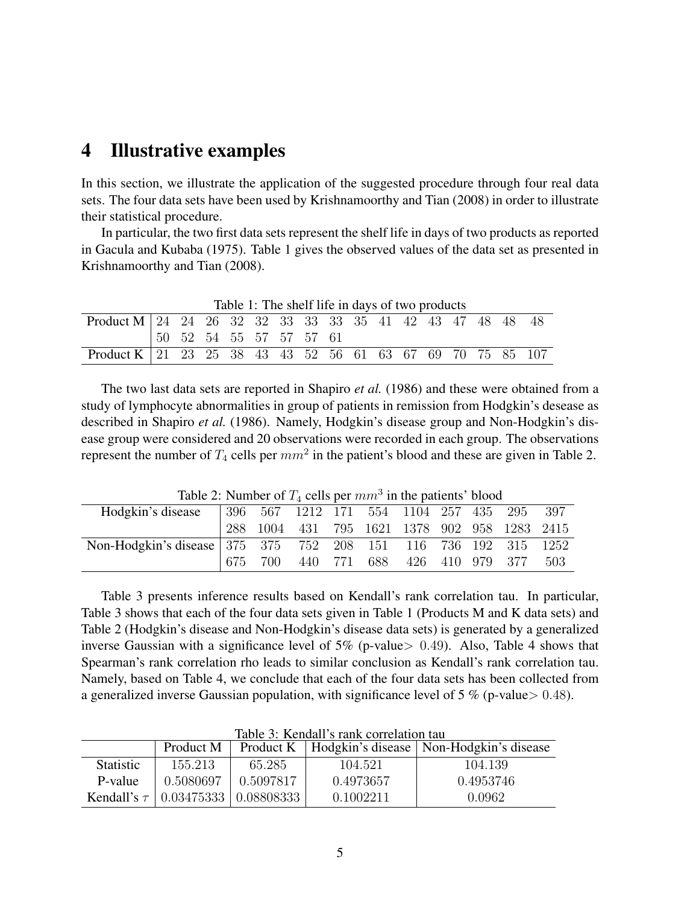# 4 Illustrative examples

In this section, we illustrate the application of the suggested procedure through four real data sets. The four data sets have been used by Krishnamoorthy and Tian (2008) in order to illustrate their statistical procedure.

In particular, the two first data sets represent the shelf life in days of two products as reported in Gacula and Kubaba (1975). Table 1 gives the observed values of the data set as presented in Krishnamoorthy and Tian (2008).

Table 1: The shelf life in days of two products

| | | | | | | | | | | | | | | | | |
|---|---|---|---|---|---|---|---|---|---|---|---|---|---|---|---|---|
| Product M | 24 | 24 | 26 | 32 | 32 | 33 | 33 | 33 | 35 | 41 | 42 | 43 | 47 | 48 | 48 | 48 |
| | 50 | 52 | 54 | 55 | 57 | 57 | 57 | 61 | | | | | | | | |
| Product K | 21 | 23 | 25 | 38 | 43 | 43 | 52 | 56 | 61 | 63 | 67 | 69 | 70 | 75 | 85 | 107 |

The two last data sets are reported in Shapiro *et al.* (1986) and these were obtained from a study of lymphocyte abnormalities in group of patients in remission from Hodgkin's desease as described in Shapiro *et al.* (1986). Namely, Hodgkin's disease group and Non-Hodgkin's disease group were considered and 20 observations were recorded in each group. The observations represent the number of $T_4$ cells per $mm^2$ in the patient's blood and these are given in Table 2.

Table 2: Number of $T_4$ cells per $mm^3$ in the patients' blood

| | | | | | | | | | | |
|---|---|---|---|---|---|---|---|---|---|---|
| Hodgkin's disease | 396 | 567 | 1212 | 171 | 554 | 1104 | 257 | 435 | 295 | 397 |
| | 288 | 1004 | 431 | 795 | 1621 | 1378 | 902 | 958 | 1283 | 2415 |
| Non-Hodgkin's disease | 375 | 375 | 752 | 208 | 151 | 116 | 736 | 192 | 315 | 1252 |
| | 675 | 700 | 440 | 771 | 688 | 426 | 410 | 979 | 377 | 503 |

Table 3 presents inference results based on Kendall's rank correlation tau. In particular, Table 3 shows that each of the four data sets given in Table 1 (Products M and K data sets) and Table 2 (Hodgkin's disease and Non-Hodgkin's disease data sets) is generated by a generalized inverse Gaussian with a significance level of 5% (p-value$>0.49$). Also, Table 4 shows that Spearman's rank correlation rho leads to similar conclusion as Kendall's rank correlation tau. Namely, based on Table 4, we conclude that each of the four data sets has been collected from a generalized inverse Gaussian population, with significance level of 5 % (p-value$>0.48$).

Table 3: Kendall's rank correlation tau

| | Product M | Product K | Hodgkin's disease | Non-Hodgkin's disease |
|---|---|---|---|---|
| Statistic | 155.213 | 65.285 | 104.521 | 104.139 |
| P-value | 0.5080697 | 0.5097817 | 0.4973657 | 0.4953746 |
| Kendall's $\tau$ | 0.03475333 | 0.08808333 | 0.1002211 | 0.0962 |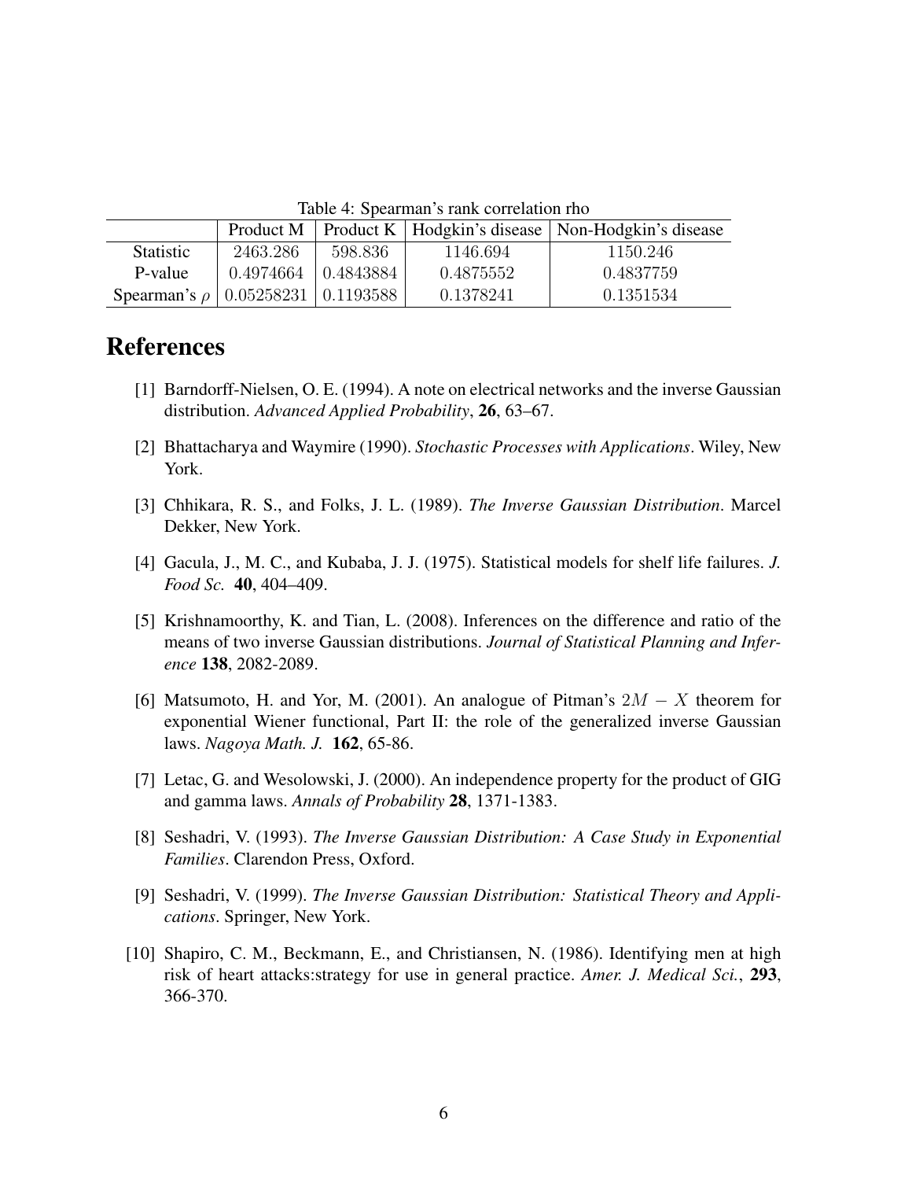Table 4: Spearman's rank correlation rho

| | Product M | Product K | Hodgkin's disease | Non-Hodgkin's disease |
|---|---|---|---|---|
| Statistic | 2463.286 | 598.836 | 1146.694 | 1150.246 |
| P-value | 0.4974664 | 0.4843884 | 0.4875552 | 0.4837759 |
| Spearman's $\rho$ | 0.05258231 | 0.1193588 | 0.1378241 | 0.1351534 |

# References

[1] Barndorff-Nielsen, O. E. (1994). A note on electrical networks and the inverse Gaussian distribution. *Advanced Applied Probability*, **26**, 63–67.

[2] Bhattacharya and Waymire (1990). *Stochastic Processes with Applications*. Wiley, New York.

[3] Chhikara, R. S., and Folks, J. L. (1989). *The Inverse Gaussian Distribution*. Marcel Dekker, New York.

[4] Gacula, J., M. C., and Kubaba, J. J. (1975). Statistical models for shelf life failures. *J. Food Sc.* **40**, 404–409.

[5] Krishnamoorthy, K. and Tian, L. (2008). Inferences on the difference and ratio of the means of two inverse Gaussian distributions. *Journal of Statistical Planning and Inference* **138**, 2082-2089.

[6] Matsumoto, H. and Yor, M. (2001). An analogue of Pitman's $2M - X$ theorem for exponential Wiener functional, Part II: the role of the generalized inverse Gaussian laws. *Nagoya Math. J.* **162**, 65-86.

[7] Letac, G. and Wesolowski, J. (2000). An independence property for the product of GIG and gamma laws. *Annals of Probability* **28**, 1371-1383.

[8] Seshadri, V. (1993). *The Inverse Gaussian Distribution: A Case Study in Exponential Families*. Clarendon Press, Oxford.

[9] Seshadri, V. (1999). *The Inverse Gaussian Distribution: Statistical Theory and Applications*. Springer, New York.

[10] Shapiro, C. M., Beckmann, E., and Christiansen, N. (1986). Identifying men at high risk of heart attacks:strategy for use in general practice. *Amer. J. Medical Sci.*, **293**, 366-370.